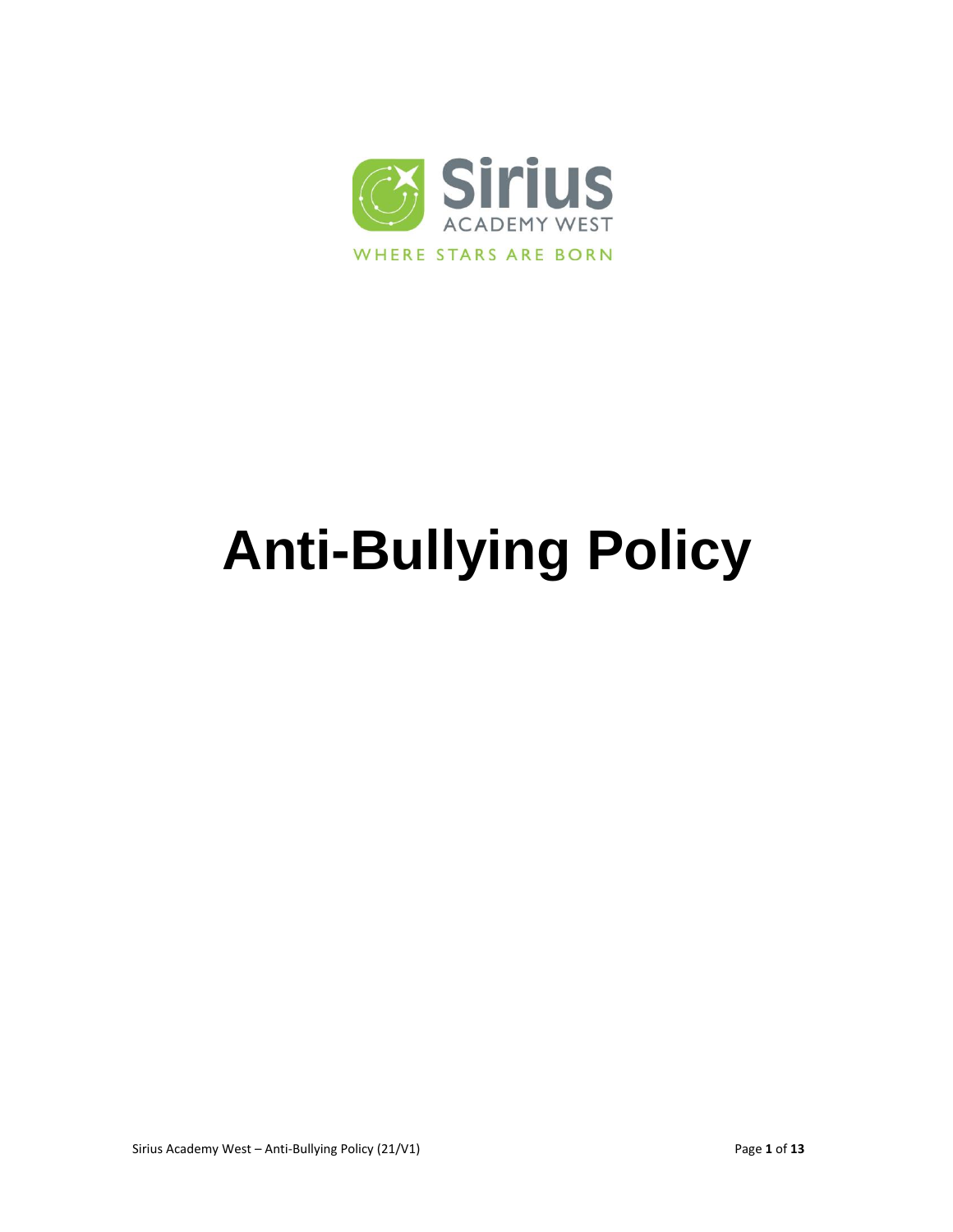Sirius

ACADEMY WEST

WHERE STARS ARE BORN

# Anti-Bullying Policy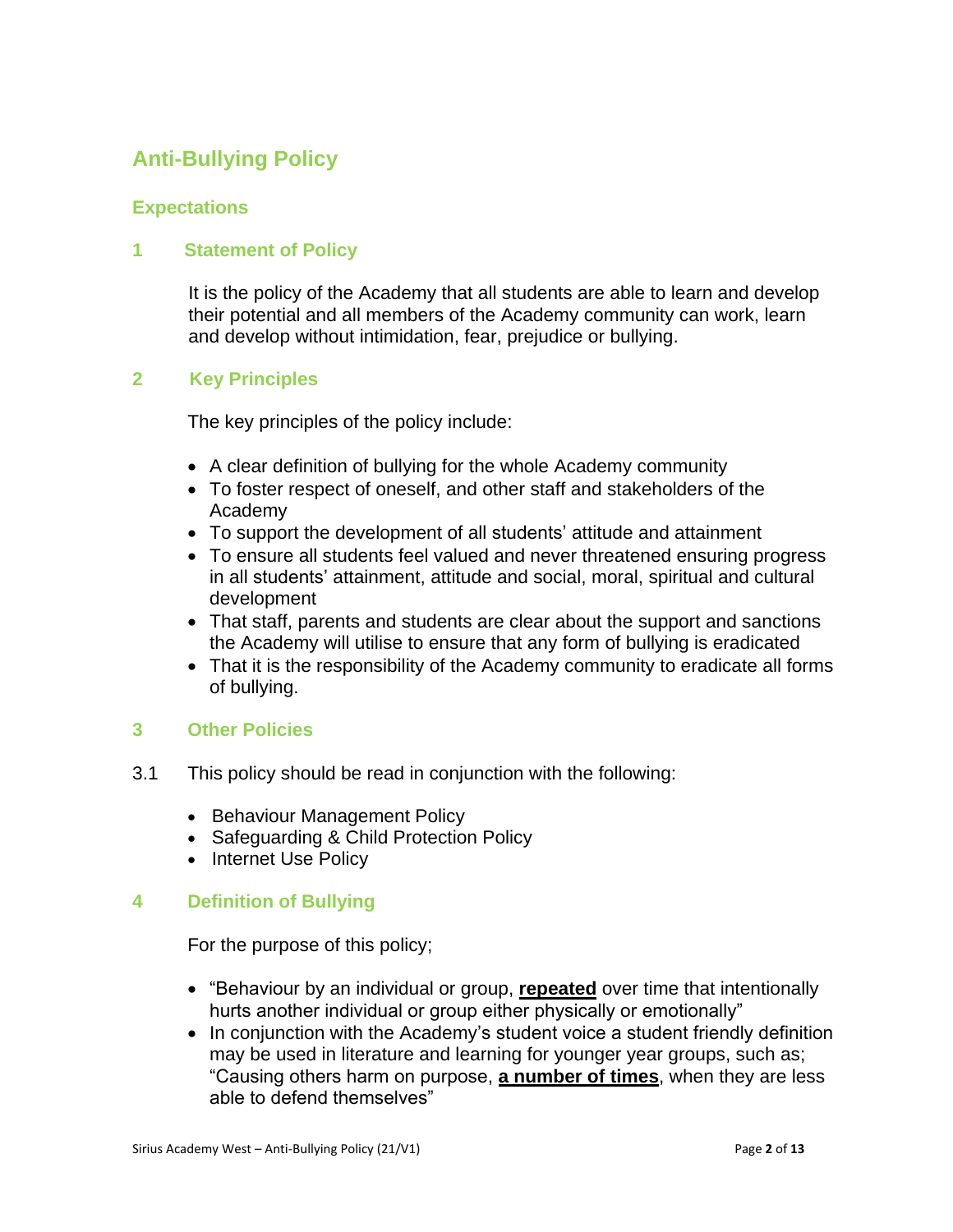# Anti-Bullying Policy

## Expectations

### 1 Statement of Policy

It is the policy of the Academy that all students are able to learn and develop their potential and all members of the Academy community can work, learn and develop without intimidation, fear, prejudice or bullying.

### 2 Key Principles

The key principles of the policy include:

- A clear definition of bullying for the whole Academy community
- To foster respect of oneself, and other staff and stakeholders of the Academy
- To support the development of all students' attitude and attainment
- To ensure all students feel valued and never threatened ensuring progress in all students' attainment, attitude and social, moral, spiritual and cultural development
- That staff, parents and students are clear about the support and sanctions the Academy will utilise to ensure that any form of bullying is eradicated
- That it is the responsibility of the Academy community to eradicate all forms of bullying.

### 3 Other Policies

3.1 This policy should be read in conjunction with the following:

- Behaviour Management Policy
- Safeguarding & Child Protection Policy
- Internet Use Policy

### 4 Definition of Bullying

For the purpose of this policy;

- "Behaviour by an individual or group, **<u>repeated</u>** over time that intentionally hurts another individual or group either physically or emotionally"
- In conjunction with the Academy's student voice a student friendly definition may be used in literature and learning for younger year groups, such as; "Causing others harm on purpose, **<u>a number of times</u>**, when they are less able to defend themselves"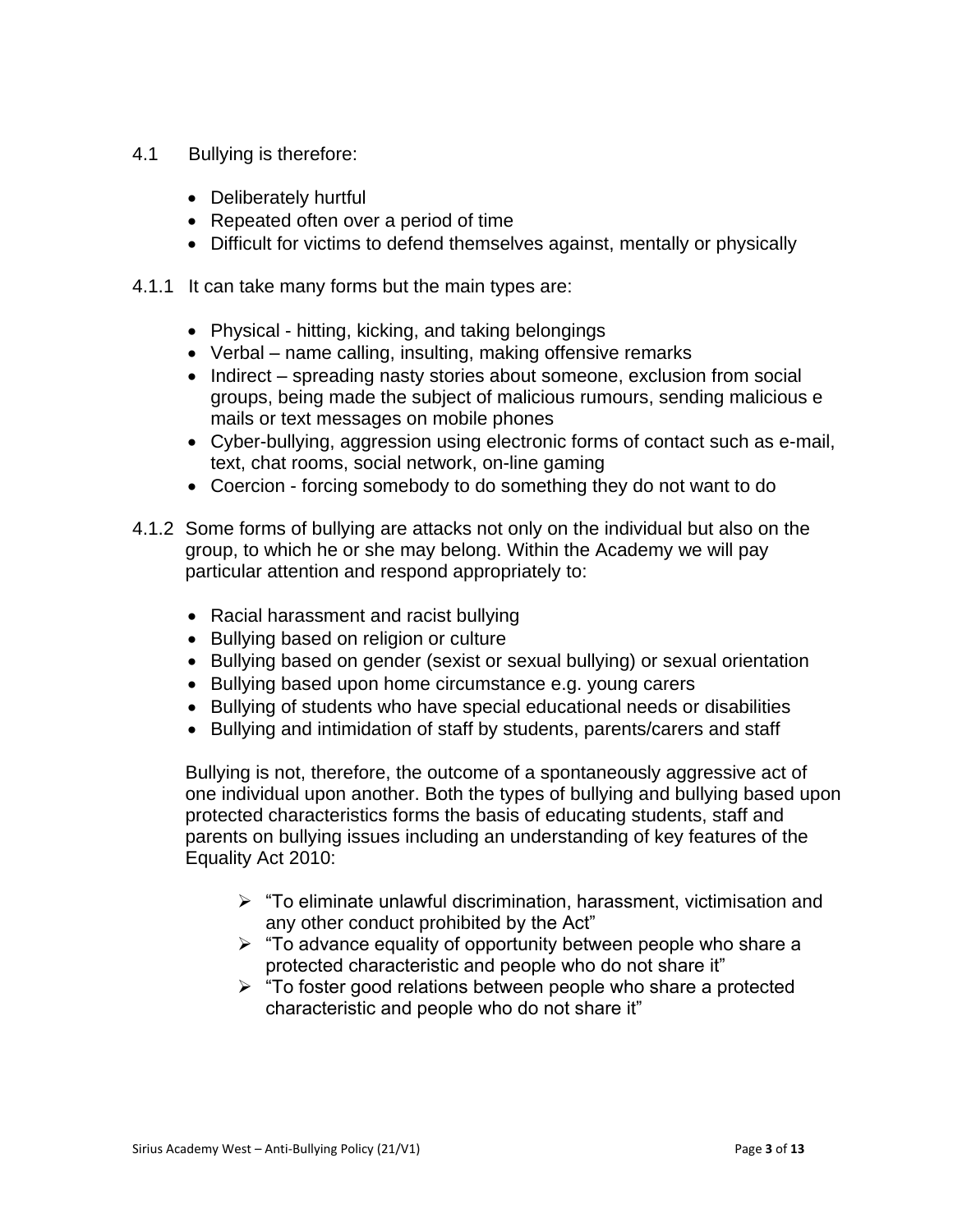4.1 Bullying is therefore:

- Deliberately hurtful
- Repeated often over a period of time
- Difficult for victims to defend themselves against, mentally or physically

4.1.1 It can take many forms but the main types are:

- Physical - hitting, kicking, and taking belongings
- Verbal – name calling, insulting, making offensive remarks
- Indirect – spreading nasty stories about someone, exclusion from social groups, being made the subject of malicious rumours, sending malicious e mails or text messages on mobile phones
- Cyber-bullying, aggression using electronic forms of contact such as e-mail, text, chat rooms, social network, on-line gaming
- Coercion - forcing somebody to do something they do not want to do

4.1.2 Some forms of bullying are attacks not only on the individual but also on the group, to which he or she may belong. Within the Academy we will pay particular attention and respond appropriately to:

- Racial harassment and racist bullying
- Bullying based on religion or culture
- Bullying based on gender (sexist or sexual bullying) or sexual orientation
- Bullying based upon home circumstance e.g. young carers
- Bullying of students who have special educational needs or disabilities
- Bullying and intimidation of staff by students, parents/carers and staff

Bullying is not, therefore, the outcome of a spontaneously aggressive act of one individual upon another. Both the types of bullying and bullying based upon protected characteristics forms the basis of educating students, staff and parents on bullying issues including an understanding of key features of the Equality Act 2010:

- "To eliminate unlawful discrimination, harassment, victimisation and any other conduct prohibited by the Act"
- "To advance equality of opportunity between people who share a protected characteristic and people who do not share it"
- "To foster good relations between people who share a protected characteristic and people who do not share it"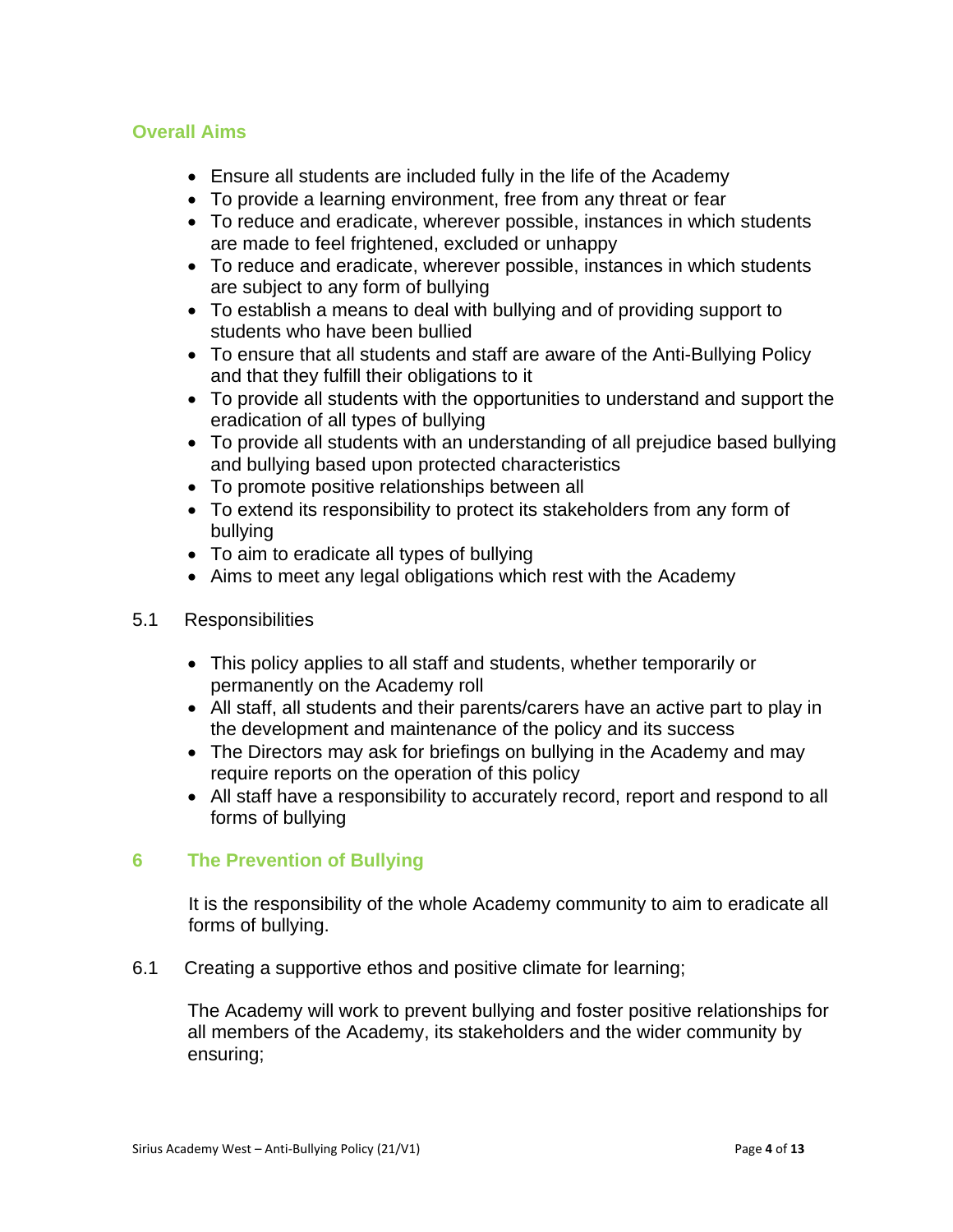## Overall Aims

- Ensure all students are included fully in the life of the Academy
- To provide a learning environment, free from any threat or fear
- To reduce and eradicate, wherever possible, instances in which students are made to feel frightened, excluded or unhappy
- To reduce and eradicate, wherever possible, instances in which students are subject to any form of bullying
- To establish a means to deal with bullying and of providing support to students who have been bullied
- To ensure that all students and staff are aware of the Anti-Bullying Policy and that they fulfill their obligations to it
- To provide all students with the opportunities to understand and support the eradication of all types of bullying
- To provide all students with an understanding of all prejudice based bullying and bullying based upon protected characteristics
- To promote positive relationships between all
- To extend its responsibility to protect its stakeholders from any form of bullying
- To aim to eradicate all types of bullying
- Aims to meet any legal obligations which rest with the Academy

5.1 Responsibilities

- This policy applies to all staff and students, whether temporarily or permanently on the Academy roll
- All staff, all students and their parents/carers have an active part to play in the development and maintenance of the policy and its success
- The Directors may ask for briefings on bullying in the Academy and may require reports on the operation of this policy
- All staff have a responsibility to accurately record, report and respond to all forms of bullying

## 6 The Prevention of Bullying

It is the responsibility of the whole Academy community to aim to eradicate all forms of bullying.

6.1 Creating a supportive ethos and positive climate for learning;

The Academy will work to prevent bullying and foster positive relationships for all members of the Academy, its stakeholders and the wider community by ensuring;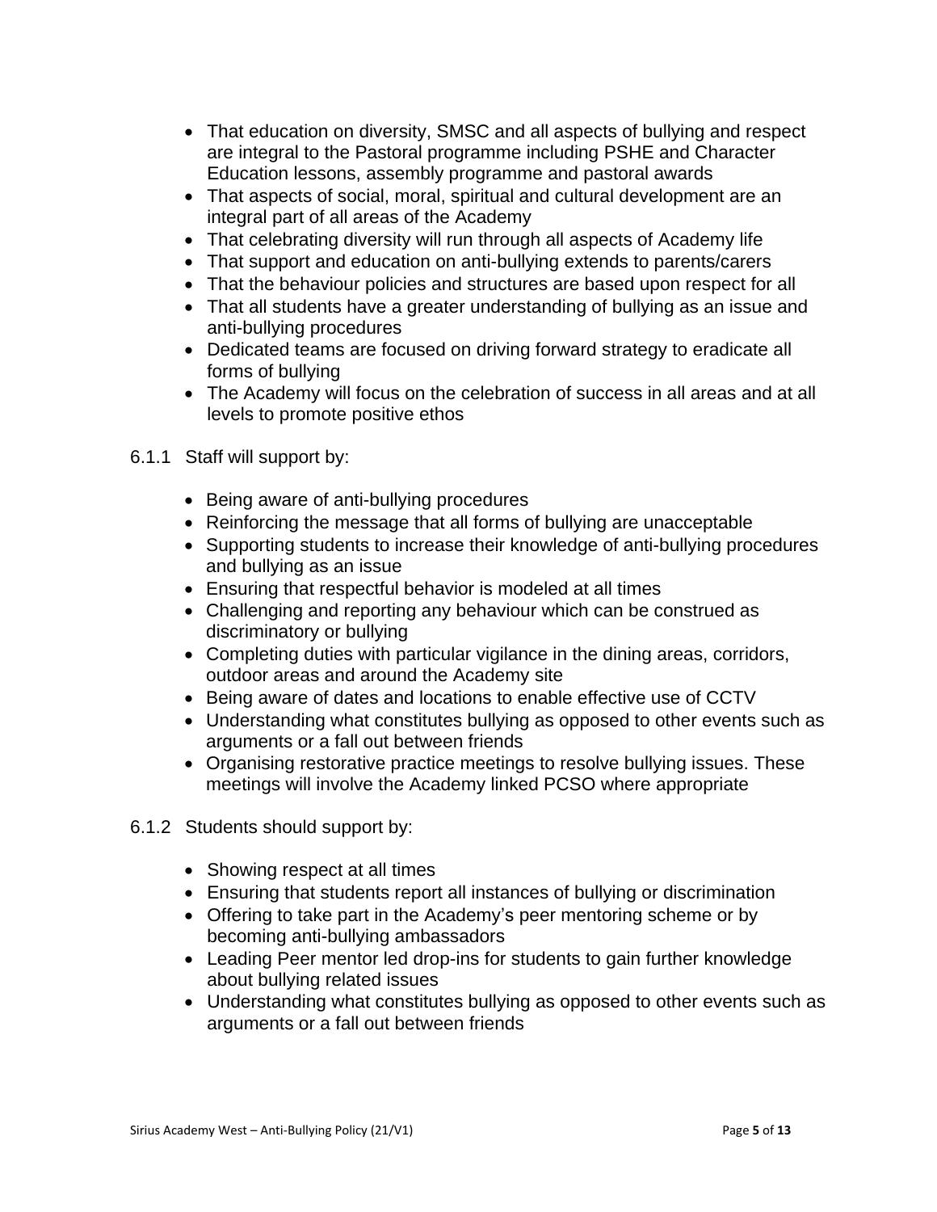- That education on diversity, SMSC and all aspects of bullying and respect are integral to the Pastoral programme including PSHE and Character Education lessons, assembly programme and pastoral awards
- That aspects of social, moral, spiritual and cultural development are an integral part of all areas of the Academy
- That celebrating diversity will run through all aspects of Academy life
- That support and education on anti-bullying extends to parents/carers
- That the behaviour policies and structures are based upon respect for all
- That all students have a greater understanding of bullying as an issue and anti-bullying procedures
- Dedicated teams are focused on driving forward strategy to eradicate all forms of bullying
- The Academy will focus on the celebration of success in all areas and at all levels to promote positive ethos

6.1.1 Staff will support by:

- Being aware of anti-bullying procedures
- Reinforcing the message that all forms of bullying are unacceptable
- Supporting students to increase their knowledge of anti-bullying procedures and bullying as an issue
- Ensuring that respectful behavior is modeled at all times
- Challenging and reporting any behaviour which can be construed as discriminatory or bullying
- Completing duties with particular vigilance in the dining areas, corridors, outdoor areas and around the Academy site
- Being aware of dates and locations to enable effective use of CCTV
- Understanding what constitutes bullying as opposed to other events such as arguments or a fall out between friends
- Organising restorative practice meetings to resolve bullying issues. These meetings will involve the Academy linked PCSO where appropriate

6.1.2 Students should support by:

- Showing respect at all times
- Ensuring that students report all instances of bullying or discrimination
- Offering to take part in the Academy's peer mentoring scheme or by becoming anti-bullying ambassadors
- Leading Peer mentor led drop-ins for students to gain further knowledge about bullying related issues
- Understanding what constitutes bullying as opposed to other events such as arguments or a fall out between friends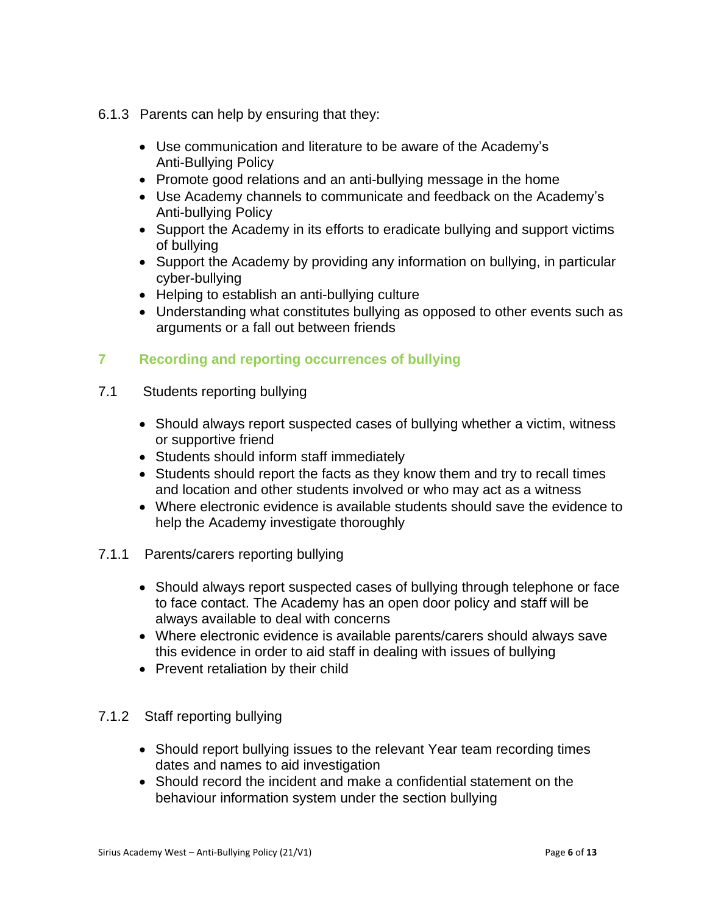6.1.3 Parents can help by ensuring that they:

- Use communication and literature to be aware of the Academy's Anti-Bullying Policy
- Promote good relations and an anti-bullying message in the home
- Use Academy channels to communicate and feedback on the Academy's Anti-bullying Policy
- Support the Academy in its efforts to eradicate bullying and support victims of bullying
- Support the Academy by providing any information on bullying, in particular cyber-bullying
- Helping to establish an anti-bullying culture
- Understanding what constitutes bullying as opposed to other events such as arguments or a fall out between friends

## 7 Recording and reporting occurrences of bullying

7.1 Students reporting bullying

- Should always report suspected cases of bullying whether a victim, witness or supportive friend
- Students should inform staff immediately
- Students should report the facts as they know them and try to recall times and location and other students involved or who may act as a witness
- Where electronic evidence is available students should save the evidence to help the Academy investigate thoroughly

7.1.1 Parents/carers reporting bullying

- Should always report suspected cases of bullying through telephone or face to face contact. The Academy has an open door policy and staff will be always available to deal with concerns
- Where electronic evidence is available parents/carers should always save this evidence in order to aid staff in dealing with issues of bullying
- Prevent retaliation by their child

7.1.2 Staff reporting bullying

- Should report bullying issues to the relevant Year team recording times dates and names to aid investigation
- Should record the incident and make a confidential statement on the behaviour information system under the section bullying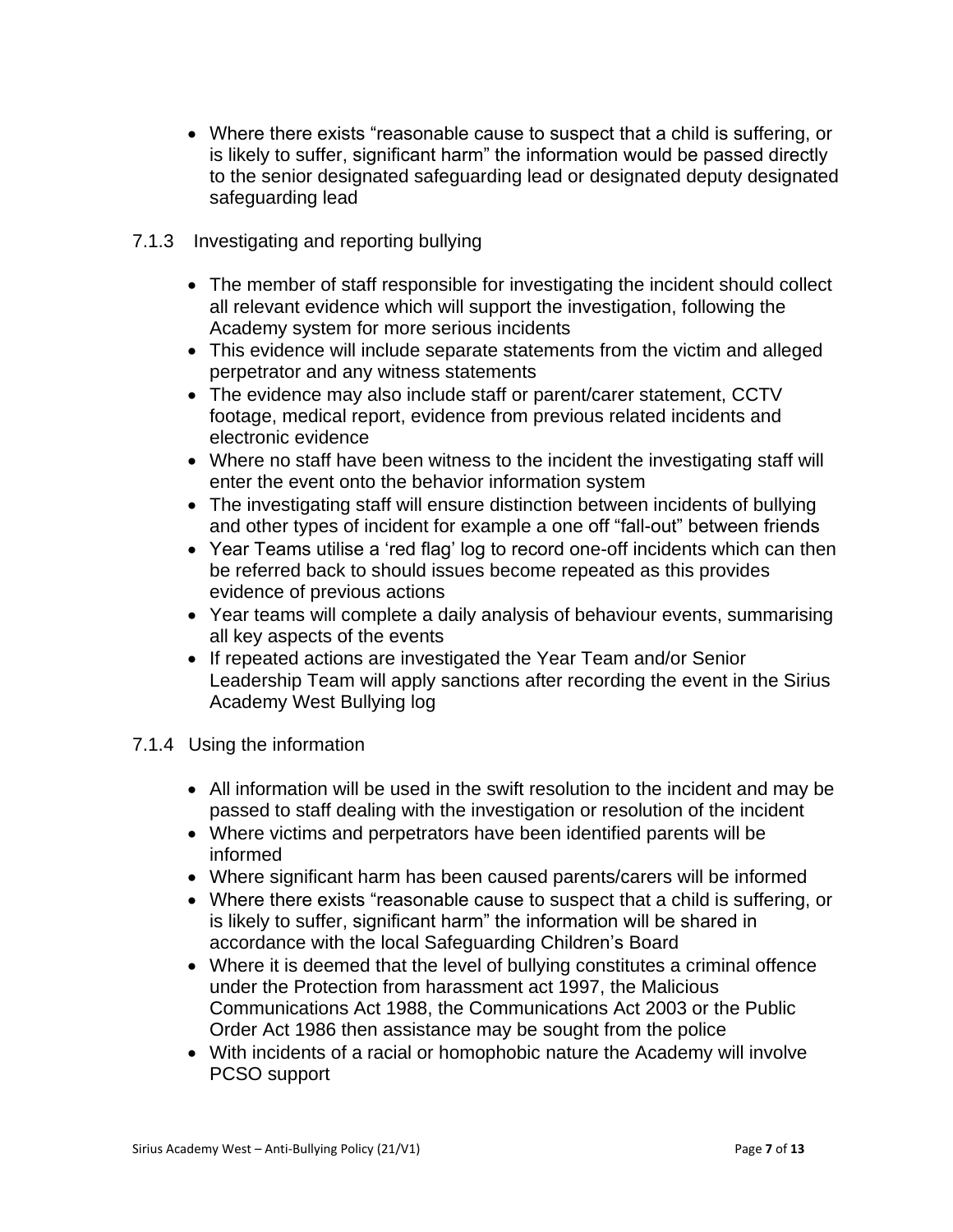- Where there exists "reasonable cause to suspect that a child is suffering, or is likely to suffer, significant harm" the information would be passed directly to the senior designated safeguarding lead or designated deputy designated safeguarding lead

#### 7.1.3 Investigating and reporting bullying

- The member of staff responsible for investigating the incident should collect all relevant evidence which will support the investigation, following the Academy system for more serious incidents
- This evidence will include separate statements from the victim and alleged perpetrator and any witness statements
- The evidence may also include staff or parent/carer statement, CCTV footage, medical report, evidence from previous related incidents and electronic evidence
- Where no staff have been witness to the incident the investigating staff will enter the event onto the behavior information system
- The investigating staff will ensure distinction between incidents of bullying and other types of incident for example a one off "fall-out" between friends
- Year Teams utilise a 'red flag' log to record one-off incidents which can then be referred back to should issues become repeated as this provides evidence of previous actions
- Year teams will complete a daily analysis of behaviour events, summarising all key aspects of the events
- If repeated actions are investigated the Year Team and/or Senior Leadership Team will apply sanctions after recording the event in the Sirius Academy West Bullying log

#### 7.1.4 Using the information

- All information will be used in the swift resolution to the incident and may be passed to staff dealing with the investigation or resolution of the incident
- Where victims and perpetrators have been identified parents will be informed
- Where significant harm has been caused parents/carers will be informed
- Where there exists "reasonable cause to suspect that a child is suffering, or is likely to suffer, significant harm" the information will be shared in accordance with the local Safeguarding Children's Board
- Where it is deemed that the level of bullying constitutes a criminal offence under the Protection from harassment act 1997, the Malicious Communications Act 1988, the Communications Act 2003 or the Public Order Act 1986 then assistance may be sought from the police
- With incidents of a racial or homophobic nature the Academy will involve PCSO support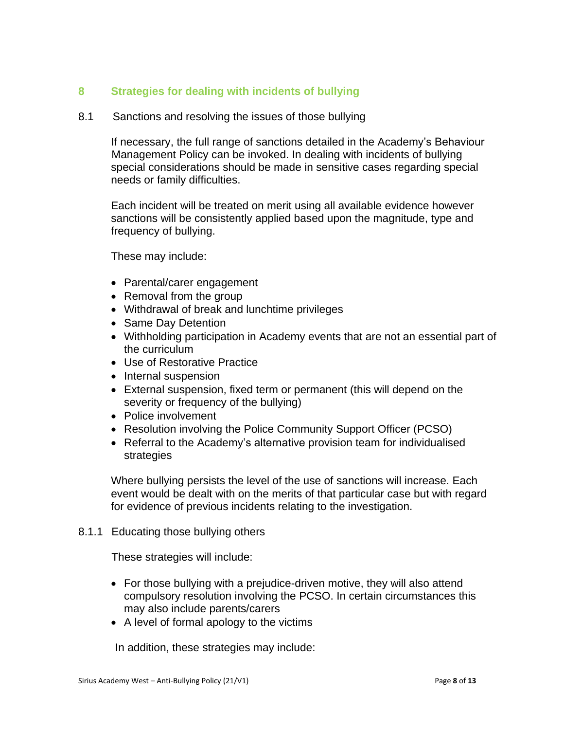## 8 Strategies for dealing with incidents of bullying

### 8.1 Sanctions and resolving the issues of those bullying

If necessary, the full range of sanctions detailed in the Academy's Behaviour Management Policy can be invoked. In dealing with incidents of bullying special considerations should be made in sensitive cases regarding special needs or family difficulties.

Each incident will be treated on merit using all available evidence however sanctions will be consistently applied based upon the magnitude, type and frequency of bullying.

These may include:

- Parental/carer engagement
- Removal from the group
- Withdrawal of break and lunchtime privileges
- Same Day Detention
- Withholding participation in Academy events that are not an essential part of the curriculum
- Use of Restorative Practice
- Internal suspension
- External suspension, fixed term or permanent (this will depend on the severity or frequency of the bullying)
- Police involvement
- Resolution involving the Police Community Support Officer (PCSO)
- Referral to the Academy's alternative provision team for individualised strategies

Where bullying persists the level of the use of sanctions will increase. Each event would be dealt with on the merits of that particular case but with regard for evidence of previous incidents relating to the investigation.

#### 8.1.1 Educating those bullying others

These strategies will include:

- For those bullying with a prejudice-driven motive, they will also attend compulsory resolution involving the PCSO. In certain circumstances this may also include parents/carers
- A level of formal apology to the victims

In addition, these strategies may include: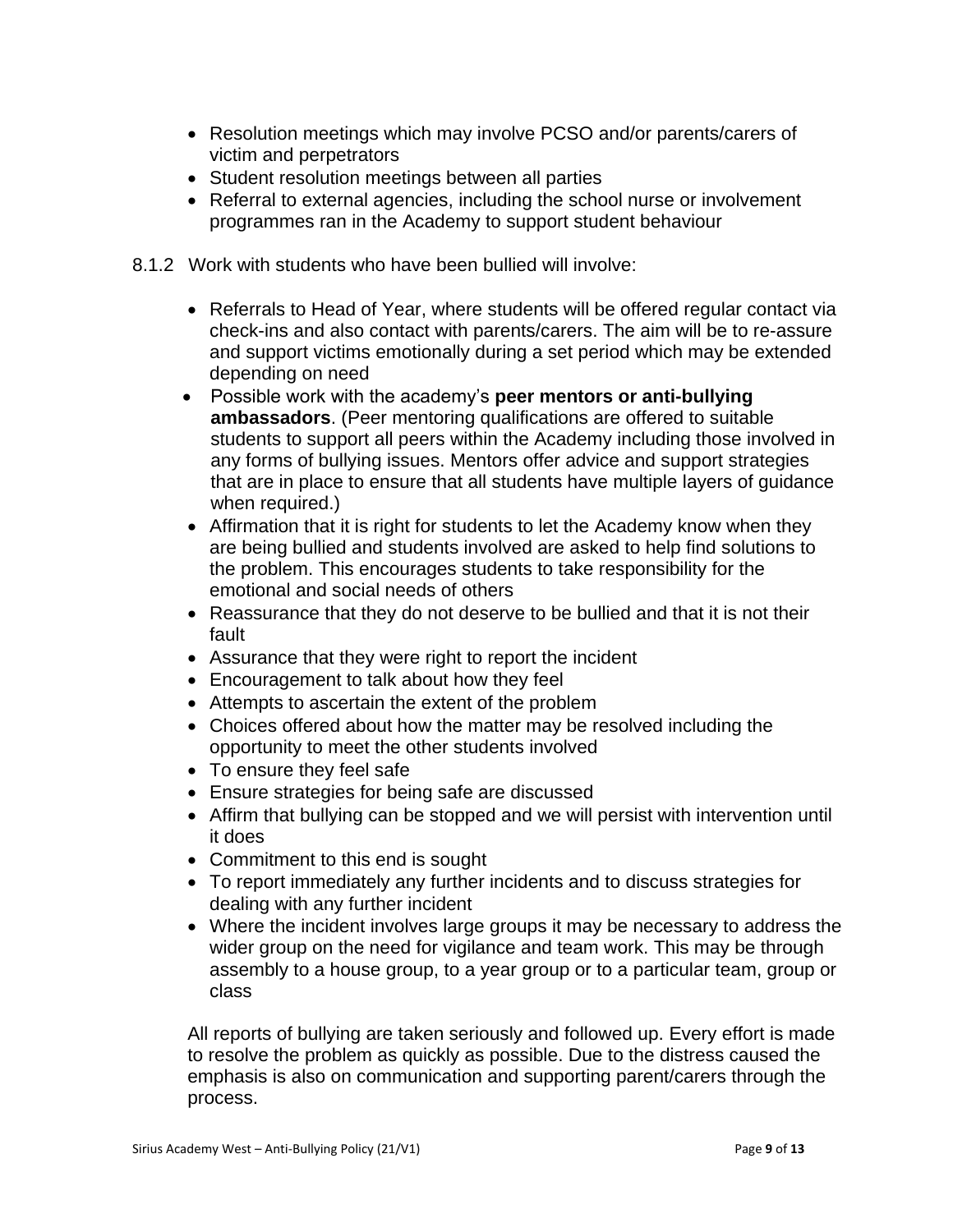- Resolution meetings which may involve PCSO and/or parents/carers of victim and perpetrators
- Student resolution meetings between all parties
- Referral to external agencies, including the school nurse or involvement programmes ran in the Academy to support student behaviour

8.1.2 Work with students who have been bullied will involve:

- Referrals to Head of Year, where students will be offered regular contact via check-ins and also contact with parents/carers. The aim will be to re-assure and support victims emotionally during a set period which may be extended depending on need
- Possible work with the academy's **peer mentors or anti-bullying ambassadors**. (Peer mentoring qualifications are offered to suitable students to support all peers within the Academy including those involved in any forms of bullying issues. Mentors offer advice and support strategies that are in place to ensure that all students have multiple layers of guidance when required.)
- Affirmation that it is right for students to let the Academy know when they are being bullied and students involved are asked to help find solutions to the problem. This encourages students to take responsibility for the emotional and social needs of others
- Reassurance that they do not deserve to be bullied and that it is not their fault
- Assurance that they were right to report the incident
- Encouragement to talk about how they feel
- Attempts to ascertain the extent of the problem
- Choices offered about how the matter may be resolved including the opportunity to meet the other students involved
- To ensure they feel safe
- Ensure strategies for being safe are discussed
- Affirm that bullying can be stopped and we will persist with intervention until it does
- Commitment to this end is sought
- To report immediately any further incidents and to discuss strategies for dealing with any further incident
- Where the incident involves large groups it may be necessary to address the wider group on the need for vigilance and team work. This may be through assembly to a house group, to a year group or to a particular team, group or class

All reports of bullying are taken seriously and followed up. Every effort is made to resolve the problem as quickly as possible. Due to the distress caused the emphasis is also on communication and supporting parent/carers through the process.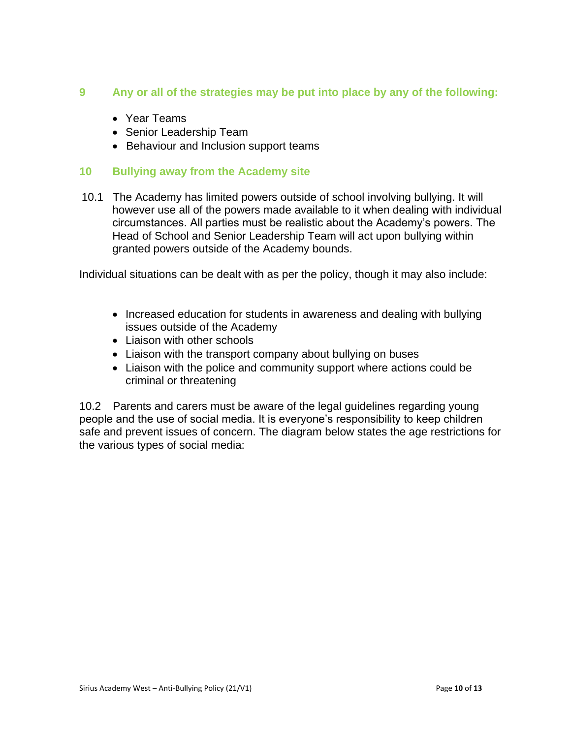## 9 Any or all of the strategies may be put into place by any of the following:

- Year Teams
- Senior Leadership Team
- Behaviour and Inclusion support teams

## 10 Bullying away from the Academy site

10.1 The Academy has limited powers outside of school involving bullying. It will however use all of the powers made available to it when dealing with individual circumstances. All parties must be realistic about the Academy's powers. The Head of School and Senior Leadership Team will act upon bullying within granted powers outside of the Academy bounds.

Individual situations can be dealt with as per the policy, though it may also include:

- Increased education for students in awareness and dealing with bullying issues outside of the Academy
- Liaison with other schools
- Liaison with the transport company about bullying on buses
- Liaison with the police and community support where actions could be criminal or threatening

10.2 Parents and carers must be aware of the legal guidelines regarding young people and the use of social media. It is everyone's responsibility to keep children safe and prevent issues of concern. The diagram below states the age restrictions for the various types of social media: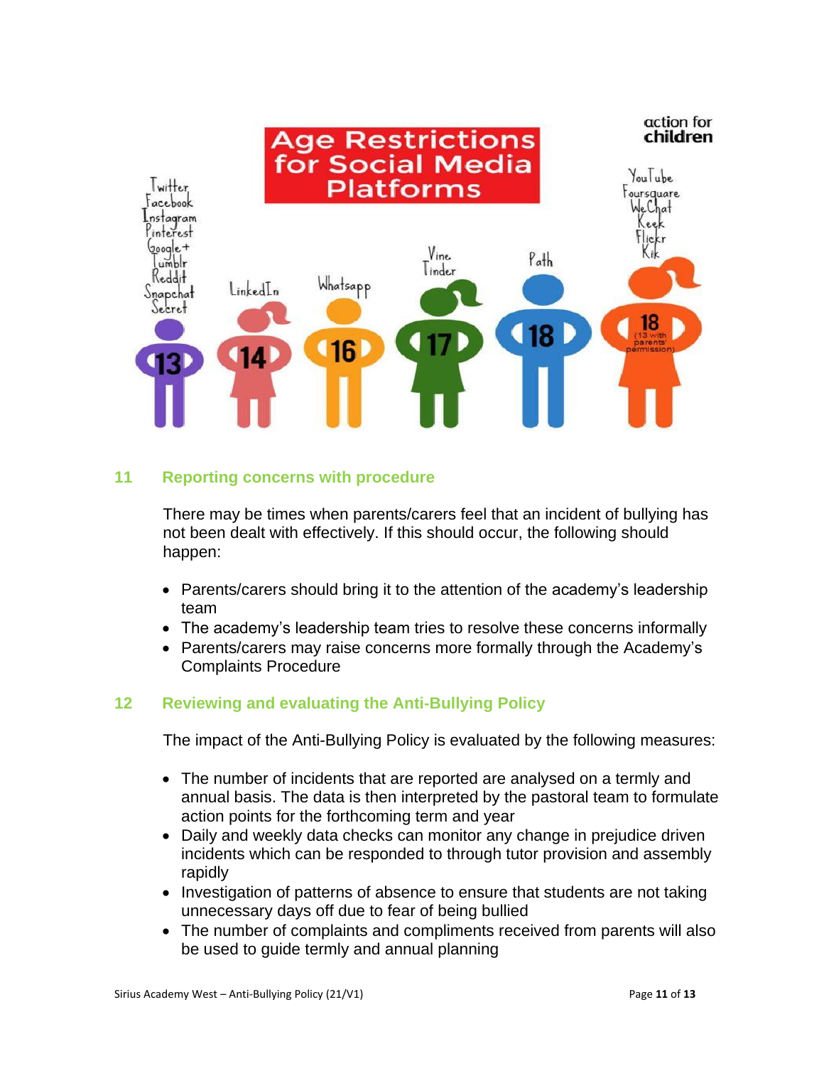**Age Restrictions for Social Media Platforms**

action for children

- **13**: Twitter, Facebook, Instagram, Pinterest, Google+, Tumblr, Reddit, Snapchat, Secret
- **14**: LinkedIn
- **16**: Whatsapp
- **17**: Vine, Tinder
- **18**: Path
- **18** (13 with parents' permission): YouTube, Foursquare, WeChat, Keek, Flickr, Kik

## 11 Reporting concerns with procedure

There may be times when parents/carers feel that an incident of bullying has not been dealt with effectively. If this should occur, the following should happen:

- Parents/carers should bring it to the attention of the academy's leadership team
- The academy's leadership team tries to resolve these concerns informally
- Parents/carers may raise concerns more formally through the Academy's Complaints Procedure

## 12 Reviewing and evaluating the Anti-Bullying Policy

The impact of the Anti-Bullying Policy is evaluated by the following measures:

- The number of incidents that are reported are analysed on a termly and annual basis. The data is then interpreted by the pastoral team to formulate action points for the forthcoming term and year
- Daily and weekly data checks can monitor any change in prejudice driven incidents which can be responded to through tutor provision and assembly rapidly
- Investigation of patterns of absence to ensure that students are not taking unnecessary days off due to fear of being bullied
- The number of complaints and compliments received from parents will also be used to guide termly and annual planning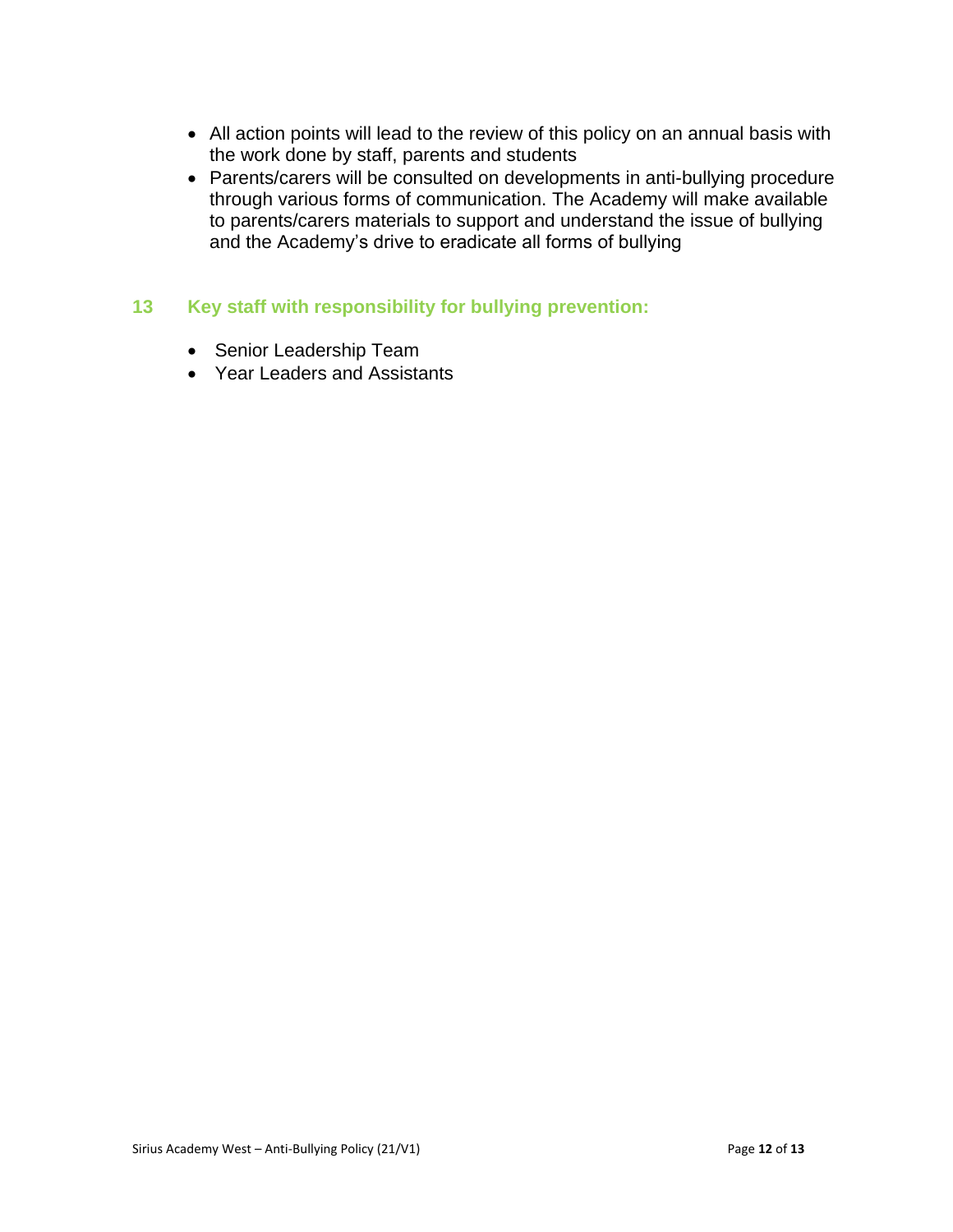- All action points will lead to the review of this policy on an annual basis with the work done by staff, parents and students
- Parents/carers will be consulted on developments in anti-bullying procedure through various forms of communication. The Academy will make available to parents/carers materials to support and understand the issue of bullying and the Academy's drive to eradicate all forms of bullying

## 13 Key staff with responsibility for bullying prevention:

- Senior Leadership Team
- Year Leaders and Assistants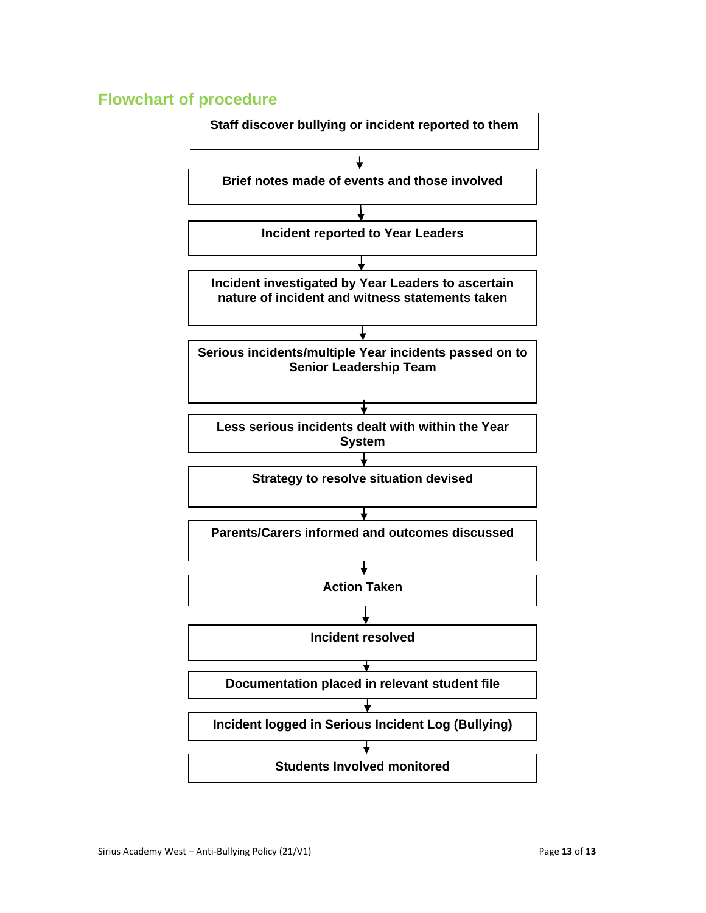## Flowchart of procedure

**Staff discover bullying or incident reported to them**

↓

**Brief notes made of events and those involved**

↓

**Incident reported to Year Leaders**

↓

**Incident investigated by Year Leaders to ascertain nature of incident and witness statements taken**

↓

**Serious incidents/multiple Year incidents passed on to Senior Leadership Team**

↓

**Less serious incidents dealt with within the Year System**

↓

**Strategy to resolve situation devised**

↓

**Parents/Carers informed and outcomes discussed**

↓

**Action Taken**

↓

**Incident resolved**

↓

**Documentation placed in relevant student file**

↓

**Incident logged in Serious Incident Log (Bullying)**

↓

**Students Involved monitored**